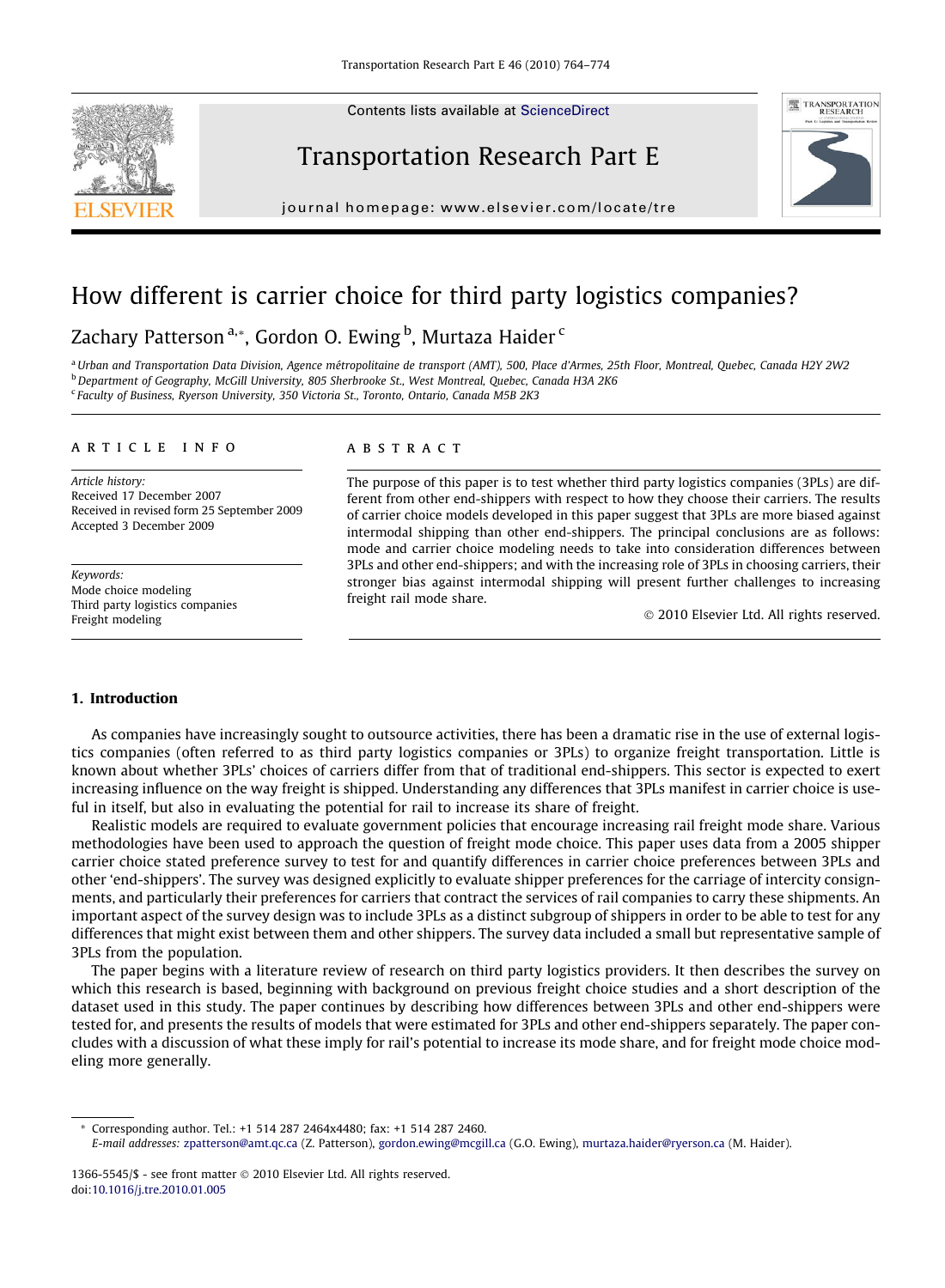# How different is carrier choice for third party logistics companies?

Zachary Patterson [a,*], Gordon O. Ewing [b], Murtaza Haider [c]

[a] Urban and Transportation Data Division, Agence métropolitaine de transport (AMT), 500, Place d'Armes, 25th Floor, Montreal, Quebec, Canada H2Y 2W2
[b] Department of Geography, McGill University, 805 Sherbrooke St., West Montreal, Quebec, Canada H3A 2K6
[c] Faculty of Business, Ryerson University, 350 Victoria St., Toronto, Ontario, Canada M5B 2K3

## ARTICLE INFO

*Article history:*
Received 17 December 2007
Received in revised form 25 September 2009
Accepted 3 December 2009

*Keywords:*
Mode choice modeling
Third party logistics companies
Freight modeling

## ABSTRACT

The purpose of this paper is to test whether third party logistics companies (3PLs) are different from other end-shippers with respect to how they choose their carriers. The results of carrier choice models developed in this paper suggest that 3PLs are more biased against intermodal shipping than other end-shippers. The principal conclusions are as follows: mode and carrier choice modeling needs to take into consideration differences between 3PLs and other end-shippers; and with the increasing role of 3PLs in choosing carriers, their stronger bias against intermodal shipping will present further challenges to increasing freight rail mode share.

© 2010 Elsevier Ltd. All rights reserved.

## 1. Introduction

As companies have increasingly sought to outsource activities, there has been a dramatic rise in the use of external logistics companies (often referred to as third party logistics companies or 3PLs) to organize freight transportation. Little is known about whether 3PLs' choices of carriers differ from that of traditional end-shippers. This sector is expected to exert increasing influence on the way freight is shipped. Understanding any differences that 3PLs manifest in carrier choice is useful in itself, but also in evaluating the potential for rail to increase its share of freight.

Realistic models are required to evaluate government policies that encourage increasing rail freight mode share. Various methodologies have been used to approach the question of freight mode choice. This paper uses data from a 2005 shipper carrier choice stated preference survey to test for and quantify differences in carrier choice preferences between 3PLs and other 'end-shippers'. The survey was designed explicitly to evaluate shipper preferences for the carriage of intercity consignments, and particularly their preferences for carriers that contract the services of rail companies to carry these shipments. An important aspect of the survey design was to include 3PLs as a distinct subgroup of shippers in order to be able to test for any differences that might exist between them and other shippers. The survey data included a small but representative sample of 3PLs from the population.

The paper begins with a literature review of research on third party logistics providers. It then describes the survey on which this research is based, beginning with background on previous freight choice studies and a short description of the dataset used in this study. The paper continues by describing how differences between 3PLs and other end-shippers were tested for, and presents the results of models that were estimated for 3PLs and other end-shippers separately. The paper concludes with a discussion of what these imply for rail's potential to increase its mode share, and for freight mode choice modeling more generally.

* Corresponding author. Tel.: +1 514 287 2464x4480; fax: +1 514 287 2460.
*E-mail addresses:* zpatterson@amt.qc.ca (Z. Patterson), gordon.ewing@mcgill.ca (G.O. Ewing), murtaza.haider@ryerson.ca (M. Haider).

1366-5545/$ - see front matter © 2010 Elsevier Ltd. All rights reserved.
doi:10.1016/j.tre.2010.01.005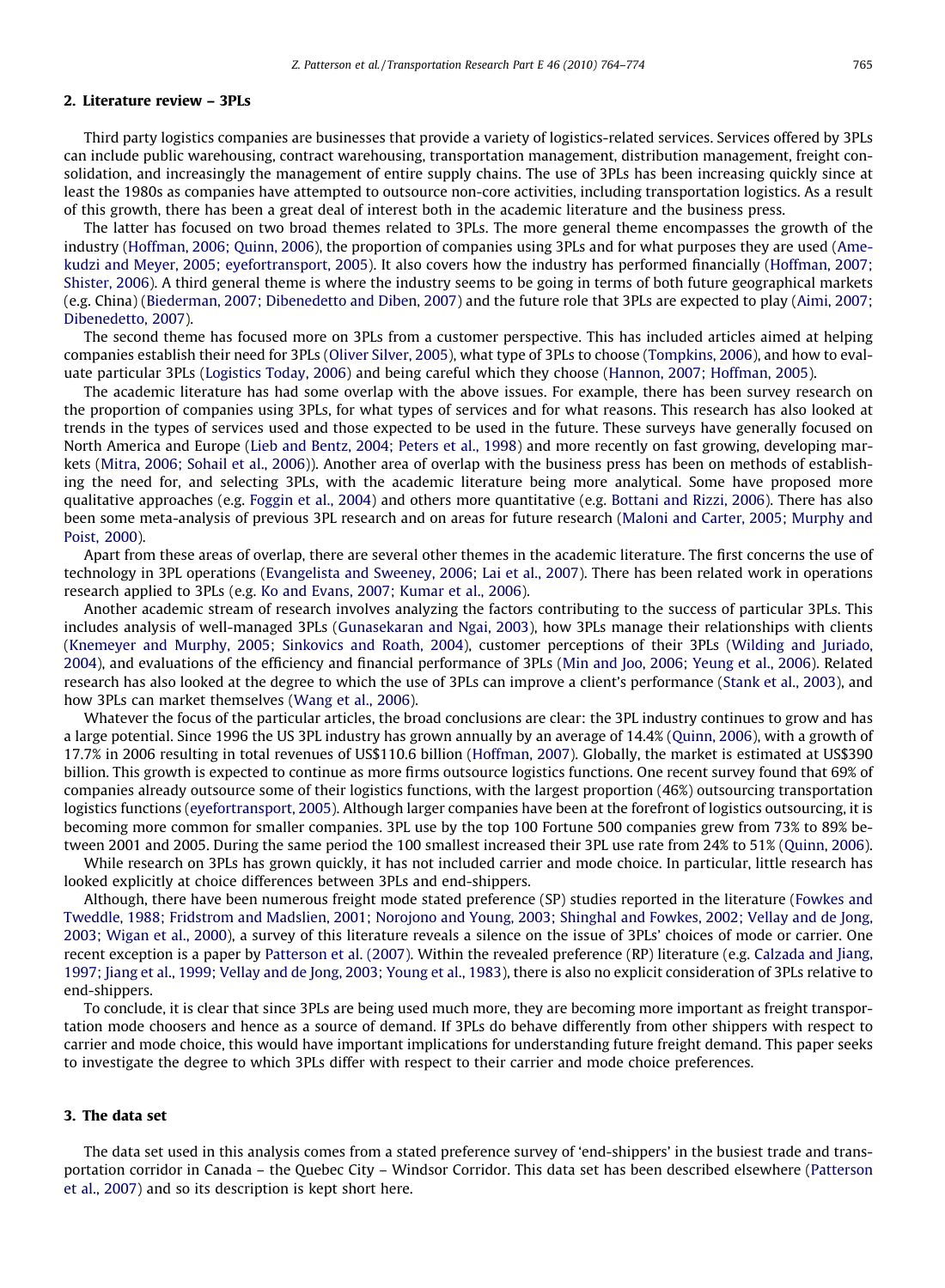## 2. Literature review – 3PLs

Third party logistics companies are businesses that provide a variety of logistics-related services. Services offered by 3PLs can include public warehousing, contract warehousing, transportation management, distribution management, freight consolidation, and increasingly the management of entire supply chains. The use of 3PLs has been increasing quickly since at least the 1980s as companies have attempted to outsource non-core activities, including transportation logistics. As a result of this growth, there has been a great deal of interest both in the academic literature and the business press.

The latter has focused on two broad themes related to 3PLs. The more general theme encompasses the growth of the industry (Hoffman, 2006; Quinn, 2006), the proportion of companies using 3PLs and for what purposes they are used (Amekudzi and Meyer, 2005; eyefortransport, 2005). It also covers how the industry has performed financially (Hoffman, 2007; Shister, 2006). A third general theme is where the industry seems to be going in terms of both future geographical markets (e.g. China) (Biederman, 2007; Dibenedetto and Diben, 2007) and the future role that 3PLs are expected to play (Aimi, 2007; Dibenedetto, 2007).

The second theme has focused more on 3PLs from a customer perspective. This has included articles aimed at helping companies establish their need for 3PLs (Oliver Silver, 2005), what type of 3PLs to choose (Tompkins, 2006), and how to evaluate particular 3PLs (Logistics Today, 2006) and being careful which they choose (Hannon, 2007; Hoffman, 2005).

The academic literature has had some overlap with the above issues. For example, there has been survey research on the proportion of companies using 3PLs, for what types of services and for what reasons. This research has also looked at trends in the types of services used and those expected to be used in the future. These surveys have generally focused on North America and Europe (Lieb and Bentz, 2004; Peters et al., 1998) and more recently on fast growing, developing markets (Mitra, 2006; Sohail et al., 2006)). Another area of overlap with the business press has been on methods of establishing the need for, and selecting 3PLs, with the academic literature being more analytical. Some have proposed more qualitative approaches (e.g. Foggin et al., 2004) and others more quantitative (e.g. Bottani and Rizzi, 2006). There has also been some meta-analysis of previous 3PL research and on areas for future research (Maloni and Carter, 2005; Murphy and Poist, 2000).

Apart from these areas of overlap, there are several other themes in the academic literature. The first concerns the use of technology in 3PL operations (Evangelista and Sweeney, 2006; Lai et al., 2007). There has been related work in operations research applied to 3PLs (e.g. Ko and Evans, 2007; Kumar et al., 2006).

Another academic stream of research involves analyzing the factors contributing to the success of particular 3PLs. This includes analysis of well-managed 3PLs (Gunasekaran and Ngai, 2003), how 3PLs manage their relationships with clients (Knemeyer and Murphy, 2005; Sinkovics and Roath, 2004), customer perceptions of their 3PLs (Wilding and Juriado, 2004), and evaluations of the efficiency and financial performance of 3PLs (Min and Joo, 2006; Yeung et al., 2006). Related research has also looked at the degree to which the use of 3PLs can improve a client's performance (Stank et al., 2003), and how 3PLs can market themselves (Wang et al., 2006).

Whatever the focus of the particular articles, the broad conclusions are clear: the 3PL industry continues to grow and has a large potential. Since 1996 the US 3PL industry has grown annually by an average of 14.4% (Quinn, 2006), with a growth of 17.7% in 2006 resulting in total revenues of US$110.6 billion (Hoffman, 2007). Globally, the market is estimated at US$390 billion. This growth is expected to continue as more firms outsource logistics functions. One recent survey found that 69% of companies already outsource some of their logistics functions, with the largest proportion (46%) outsourcing transportation logistics functions (eyefortransport, 2005). Although larger companies have been at the forefront of logistics outsourcing, it is becoming more common for smaller companies. 3PL use by the top 100 Fortune 500 companies grew from 73% to 89% between 2001 and 2005. During the same period the 100 smallest increased their 3PL use rate from 24% to 51% (Quinn, 2006).

While research on 3PLs has grown quickly, it has not included carrier and mode choice. In particular, little research has looked explicitly at choice differences between 3PLs and end-shippers.

Although, there have been numerous freight mode stated preference (SP) studies reported in the literature (Fowkes and Tweddle, 1988; Fridstrom and Madslien, 2001; Norojono and Young, 2003; Shinghal and Fowkes, 2002; Vellay and de Jong, 2003; Wigan et al., 2000), a survey of this literature reveals a silence on the issue of 3PLs' choices of mode or carrier. One recent exception is a paper by Patterson et al. (2007). Within the revealed preference (RP) literature (e.g. Calzada and Jiang, 1997; Jiang et al., 1999; Vellay and de Jong, 2003; Young et al., 1983), there is also no explicit consideration of 3PLs relative to end-shippers.

To conclude, it is clear that since 3PLs are being used much more, they are becoming more important as freight transportation mode choosers and hence as a source of demand. If 3PLs do behave differently from other shippers with respect to carrier and mode choice, this would have important implications for understanding future freight demand. This paper seeks to investigate the degree to which 3PLs differ with respect to their carrier and mode choice preferences.

## 3. The data set

The data set used in this analysis comes from a stated preference survey of 'end-shippers' in the busiest trade and transportation corridor in Canada – the Quebec City – Windsor Corridor. This data set has been described elsewhere (Patterson et al., 2007) and so its description is kept short here.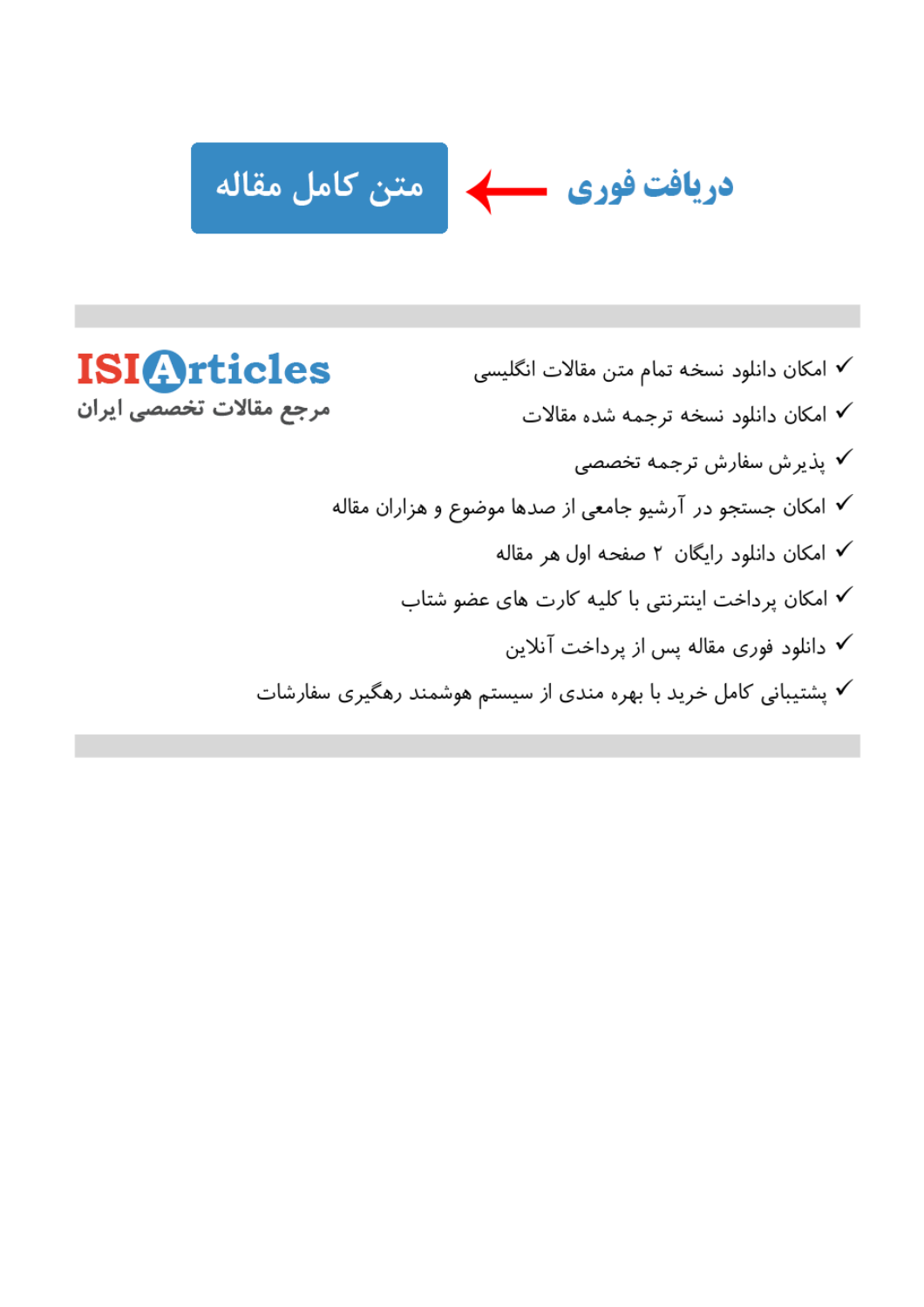دریافت فوری ← **متن کامل مقاله**

**ISIArticles**

مرجع مقالات تخصصی ایران

- ✓ امکان دانلود نسخه تمام متن مقالات انگلیسی
- ✓ امکان دانلود نسخه ترجمه شده مقالات
- ✓ پذیرش سفارش ترجمه تخصصی
- ✓ امکان جستجو در آرشیو جامعی از صدها موضوع و هزاران مقاله
- ✓ امکان دانلود رایگان ۲ صفحه اول هر مقاله
- ✓ امکان پرداخت اینترنتی با کلیه کارت های عضو شتاب
- ✓ دانلود فوری مقاله پس از پرداخت آنلاین
- ✓ پشتیبانی کامل خرید با بهره مندی از سیستم هوشمند رهگیری سفارشات